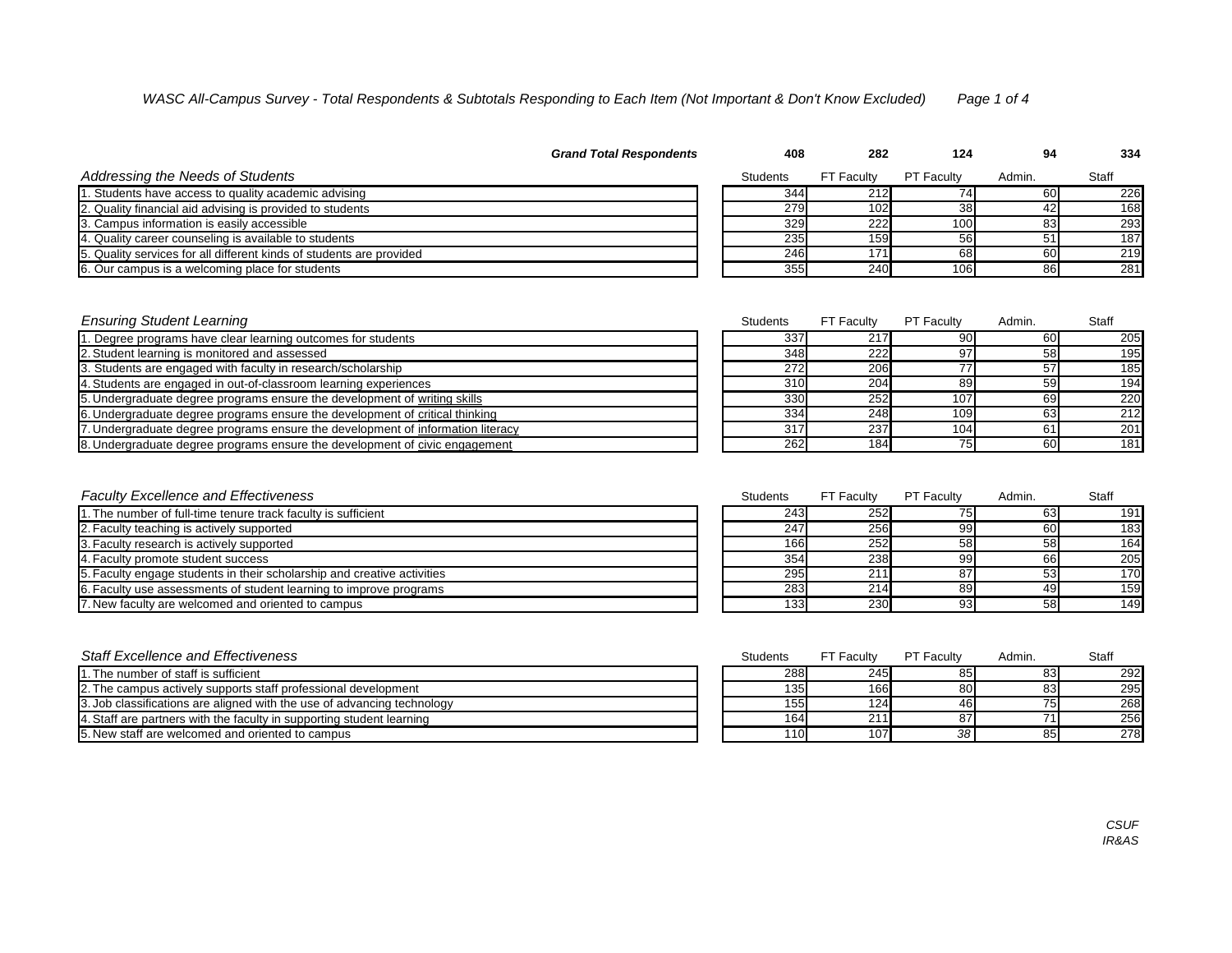# *WASC All-Campus Survey - Total Respondents & Subtotals Responding to Each Item (Not Important & Don't Know Excluded)*

| ***Grand Total Respondents*** | **408** | **282** | **124** | **94** | **334** |
|---|---|---|---|---|---|

| *Addressing the Needs of Students* | Students | FT Faculty | PT Faculty | Admin. | Staff |
|---|---|---|---|---|---|
| 1. Students have access to quality academic advising | 344 | 212 | 74 | 60 | 226 |
| 2. Quality financial aid advising is provided to students | 279 | 102 | 38 | 42 | 168 |
| 3. Campus information is easily accessible | 329 | 222 | 100 | 83 | 293 |
| 4. Quality career counseling is available to students | 235 | 159 | 56 | 51 | 187 |
| 5. Quality services for all different kinds of students are provided | 246 | 171 | 68 | 60 | 219 |
| 6. Our campus is a welcoming place for students | 355 | 240 | 106 | 86 | 281 |

| *Ensuring Student Learning* | Students | FT Faculty | PT Faculty | Admin. | Staff |
|---|---|---|---|---|---|
| 1. Degree programs have clear learning outcomes for students | 337 | 217 | 90 | 60 | 205 |
| 2. Student learning is monitored and assessed | 348 | 222 | 97 | 58 | 195 |
| 3. Students are engaged with faculty in research/scholarship | 272 | 206 | 77 | 57 | 185 |
| 4. Students are engaged in out-of-classroom learning experiences | 310 | 204 | 89 | 59 | 194 |
| 5. Undergraduate degree programs ensure the development of <u>writing skills</u> | 330 | 252 | 107 | 69 | 220 |
| 6. Undergraduate degree programs ensure the development of <u>critical thinking</u> | 334 | 248 | 109 | 63 | 212 |
| 7. Undergraduate degree programs ensure the development of <u>information literacy</u> | 317 | 237 | 104 | 61 | 201 |
| 8. Undergraduate degree programs ensure the development of <u>civic engagement</u> | 262 | 184 | 75 | 60 | 181 |

| *Faculty Excellence and Effectiveness* | Students | FT Faculty | PT Faculty | Admin. | Staff |
|---|---|---|---|---|---|
| 1. The number of full-time tenure track faculty is sufficient | 243 | 252 | 75 | 63 | 191 |
| 2. Faculty teaching is actively supported | 247 | 256 | 99 | 60 | 183 |
| 3. Faculty research is actively supported | 166 | 252 | 58 | 58 | 164 |
| 4. Faculty promote student success | 354 | 238 | 99 | 66 | 205 |
| 5. Faculty engage students in their scholarship and creative activities | 295 | 211 | 87 | 53 | 170 |
| 6. Faculty use assessments of student learning to improve programs | 283 | 214 | 89 | 49 | 159 |
| 7. New faculty are welcomed and oriented to campus | 133 | 230 | 93 | 58 | 149 |

| *Staff Excellence and Effectiveness* | Students | FT Faculty | PT Faculty | Admin. | Staff |
|---|---|---|---|---|---|
| 1. The number of staff is sufficient | 288 | 245 | 85 | 83 | 292 |
| 2. The campus actively supports staff professional development | 135 | 166 | 80 | 83 | 295 |
| 3. Job classifications are aligned with the use of advancing technology | 155 | 124 | 46 | 75 | 268 |
| 4. Staff are partners with the faculty in supporting student learning | 164 | 211 | 87 | 71 | 256 |
| 5. New staff are welcomed and oriented to campus | 110 | 107 | *38* | 85 | 278 |

*CSUF*
*IR&AS*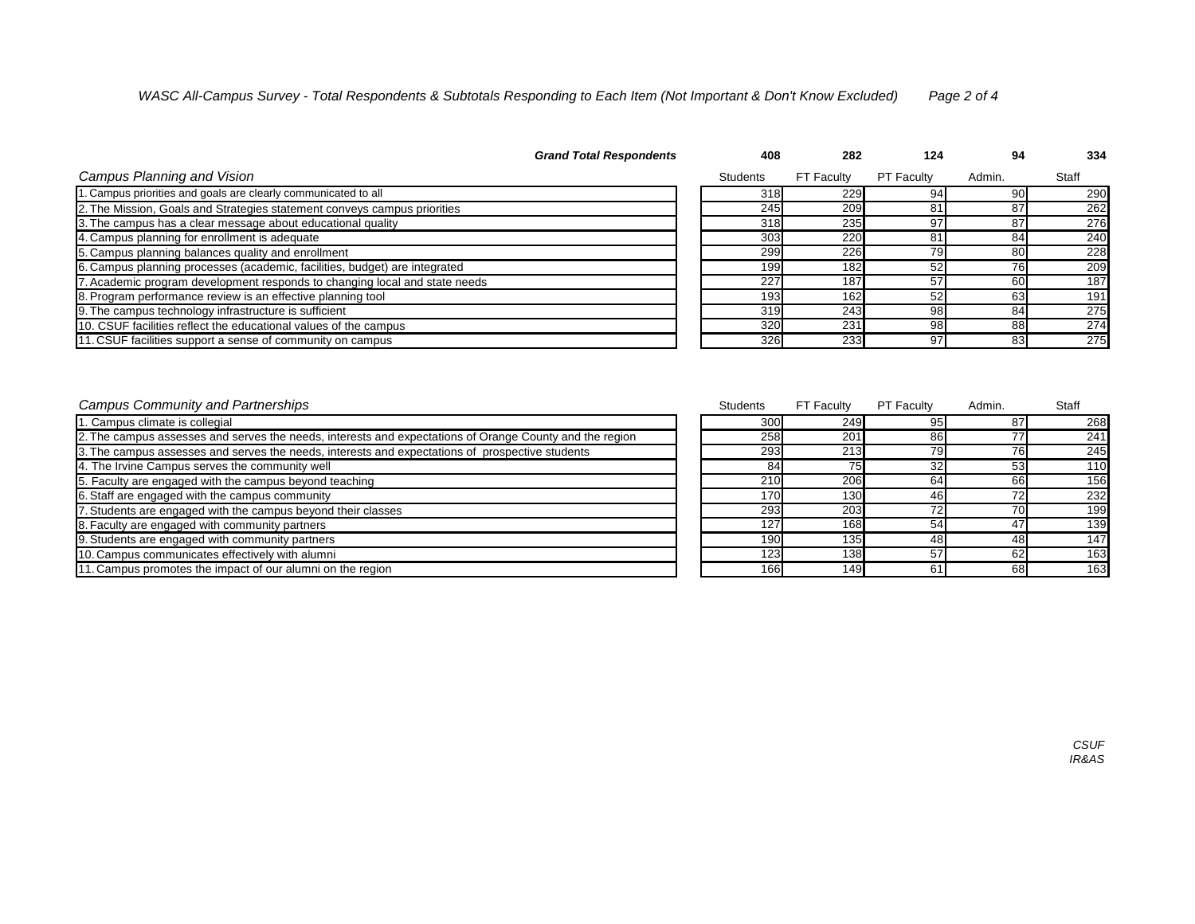# WASC All-Campus Survey - Total Respondents & Subtotals Responding to Each Item (Not Important & Don't Know Excluded)

| ***Grand Total Respondents*** | **408** | **282** | **124** | **94** | **334** |
|---|---|---|---|---|---|
| ***Campus Planning and Vision*** | Students | FT Faculty | PT Faculty | Admin. | Staff |
| 1. Campus priorities and goals are clearly communicated to all | 318 | 229 | 94 | 90 | 290 |
| 2. The Mission, Goals and Strategies statement conveys campus priorities | 245 | 209 | 81 | 87 | 262 |
| 3. The campus has a clear message about educational quality | 318 | 235 | 97 | 87 | 276 |
| 4. Campus planning for enrollment is adequate | 303 | 220 | 81 | 84 | 240 |
| 5. Campus planning balances quality and enrollment | 299 | 226 | 79 | 80 | 228 |
| 6. Campus planning processes (academic, facilities, budget) are integrated | 199 | 182 | 52 | 76 | 209 |
| 7. Academic program development responds to changing local and state needs | 227 | 187 | 57 | 60 | 187 |
| 8. Program performance review is an effective planning tool | 193 | 162 | 52 | 63 | 191 |
| 9. The campus technology infrastructure is sufficient | 319 | 243 | 98 | 84 | 275 |
| 10. CSUF facilities reflect the educational values of the campus | 320 | 231 | 98 | 88 | 274 |
| 11. CSUF facilities support a sense of community on campus | 326 | 233 | 97 | 83 | 275 |

| ***Campus Community and Partnerships*** | Students | FT Faculty | PT Faculty | Admin. | Staff |
|---|---|---|---|---|---|
| 1. Campus climate is collegial | 300 | 249 | 95 | 87 | 268 |
| 2. The campus assesses and serves the needs, interests and expectations of Orange County and the region | 258 | 201 | 86 | 77 | 241 |
| 3. The campus assesses and serves the needs, interests and expectations of prospective students | 293 | 213 | 79 | 76 | 245 |
| 4. The Irvine Campus serves the community well | 84 | 75 | 32 | 53 | 110 |
| 5. Faculty are engaged with the campus beyond teaching | 210 | 206 | 64 | 66 | 156 |
| 6. Staff are engaged with the campus community | 170 | 130 | 46 | 72 | 232 |
| 7. Students are engaged with the campus beyond their classes | 293 | 203 | 72 | 70 | 199 |
| 8. Faculty are engaged with community partners | 127 | 168 | 54 | 47 | 139 |
| 9. Students are engaged with community partners | 190 | 135 | 48 | 48 | 147 |
| 10. Campus communicates effectively with alumni | 123 | 138 | 57 | 62 | 163 |
| 11. Campus promotes the impact of our alumni on the region | 166 | 149 | 61 | 68 | 163 |

*CSUF IR&AS*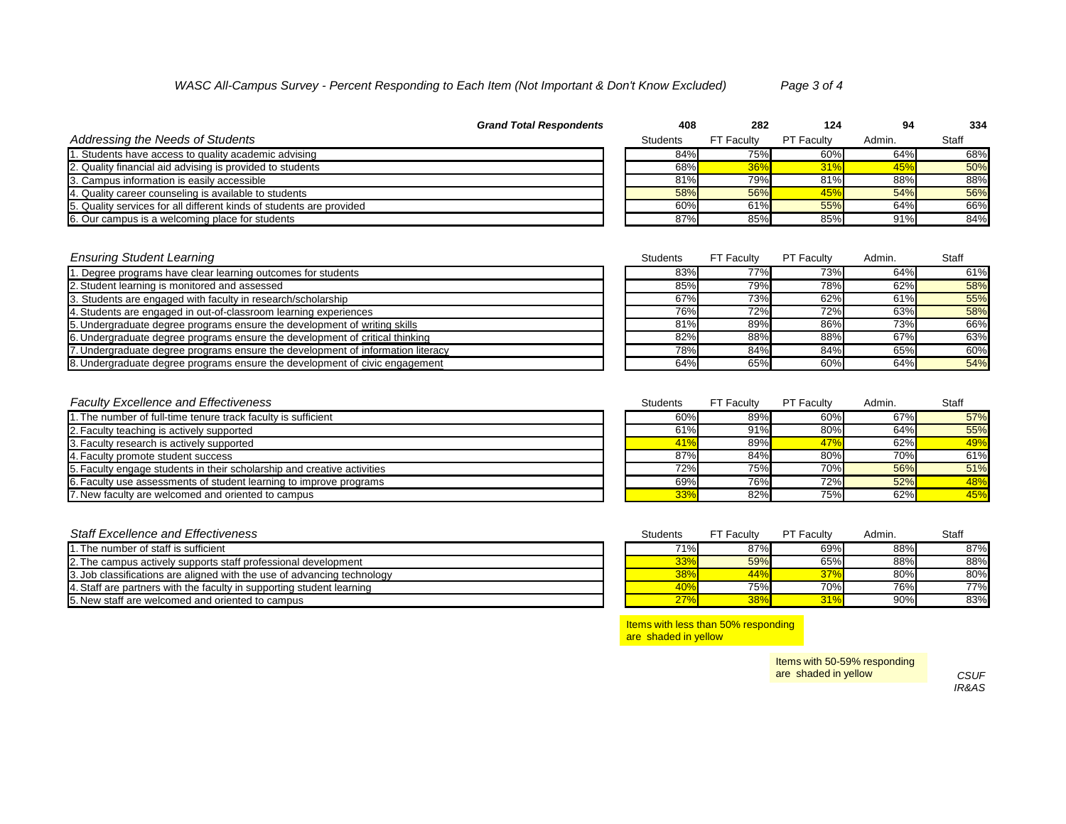*WASC All-Campus Survey - Percent Responding to Each Item (Not Important & Don't Know Excluded)*

| ***Grand Total Respondents*** | **408** | **282** | **124** | **94** | **334** |
|---|---|---|---|---|---|
| *Addressing the Needs of Students* | Students | FT Faculty | PT Faculty | Admin. | Staff |
| 1. Students have access to quality academic advising | 84% | 75% | 60% | 64% | 68% |
| 2. Quality financial aid advising is provided to students | 68% | 36% | 31% | 45% | 50% |
| 3. Campus information is easily accessible | 81% | 79% | 81% | 88% | 88% |
| 4. Quality career counseling is available to students | 58% | 56% | 45% | 54% | 56% |
| 5. Quality services for all different kinds of students are provided | 60% | 61% | 55% | 64% | 66% |
| 6. Our campus is a welcoming place for students | 87% | 85% | 85% | 91% | 84% |

| *Ensuring Student Learning* | Students | FT Faculty | PT Faculty | Admin. | Staff |
|---|---|---|---|---|---|
| 1. Degree programs have clear learning outcomes for students | 83% | 77% | 73% | 64% | 61% |
| 2. Student learning is monitored and assessed | 85% | 79% | 78% | 62% | 58% |
| 3. Students are engaged with faculty in research/scholarship | 67% | 73% | 62% | 61% | 55% |
| 4. Students are engaged in out-of-classroom learning experiences | 76% | 72% | 72% | 63% | 58% |
| 5. Undergraduate degree programs ensure the development of writing skills | 81% | 89% | 86% | 73% | 66% |
| 6. Undergraduate degree programs ensure the development of critical thinking | 82% | 88% | 88% | 67% | 63% |
| 7. Undergraduate degree programs ensure the development of information literacy | 78% | 84% | 84% | 65% | 60% |
| 8. Undergraduate degree programs ensure the development of civic engagement | 64% | 65% | 60% | 64% | 54% |

| *Faculty Excellence and Effectiveness* | Students | FT Faculty | PT Faculty | Admin. | Staff |
|---|---|---|---|---|---|
| 1. The number of full-time tenure track faculty is sufficient | 60% | 89% | 60% | 67% | 57% |
| 2. Faculty teaching is actively supported | 61% | 91% | 80% | 64% | 55% |
| 3. Faculty research is actively supported | 41% | 89% | 47% | 62% | 49% |
| 4. Faculty promote student success | 87% | 84% | 80% | 70% | 61% |
| 5. Faculty engage students in their scholarship and creative activities | 72% | 75% | 70% | 56% | 51% |
| 6. Faculty use assessments of student learning to improve programs | 69% | 76% | 72% | 52% | 48% |
| 7. New faculty are welcomed and oriented to campus | 33% | 82% | 75% | 62% | 45% |

| *Staff Excellence and Effectiveness* | Students | FT Faculty | PT Faculty | Admin. | Staff |
|---|---|---|---|---|---|
| 1. The number of staff is sufficient | 71% | 87% | 69% | 88% | 87% |
| 2. The campus actively supports staff professional development | 33% | 59% | 65% | 88% | 88% |
| 3. Job classifications are aligned with the use of advancing technology | 38% | 44% | 37% | 80% | 80% |
| 4. Staff are partners with the faculty in supporting student learning | 40% | 75% | 70% | 76% | 77% |
| 5. New staff are welcomed and oriented to campus | 27% | 38% | 31% | 90% | 83% |

Items with less than 50% responding are shaded in yellow

Items with 50-59% responding are shaded in yellow

*CSUF IR&AS*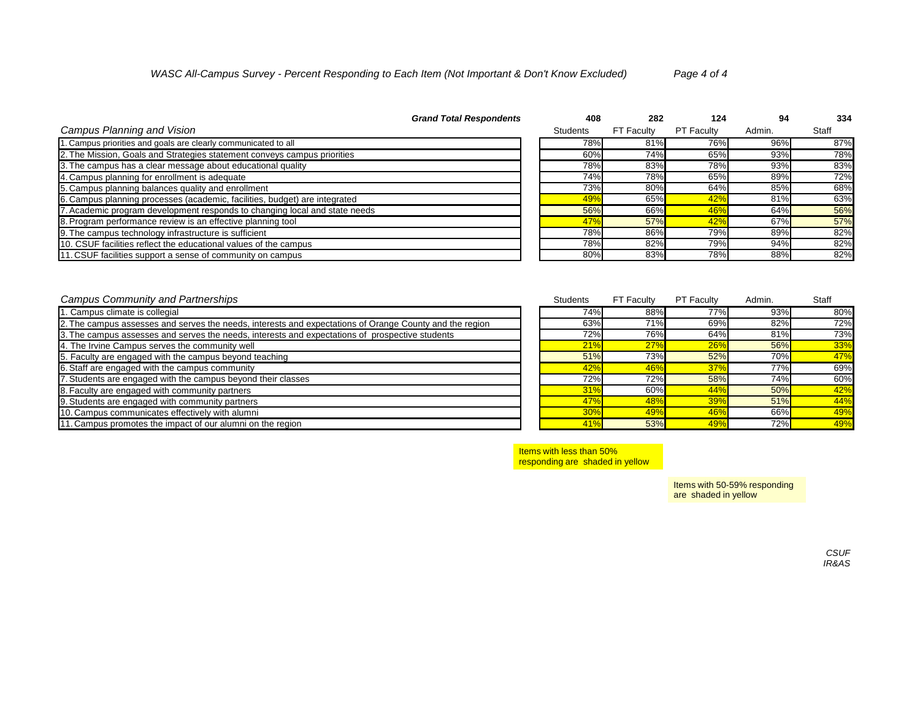## *WASC All-Campus Survey - Percent Responding to Each Item (Not Important & Don't Know Excluded)*

| ***Grand Total Respondents*** | **408** | **282** | **124** | **94** | **334** |
|---|---|---|---|---|---|
| *Campus Planning and Vision* | Students | FT Faculty | PT Faculty | Admin. | Staff |
| 1. Campus priorities and goals are clearly communicated to all | 78% | 81% | 76% | 96% | 87% |
| 2. The Mission, Goals and Strategies statement conveys campus priorities | 60% | 74% | 65% | 93% | 78% |
| 3. The campus has a clear message about educational quality | 78% | 83% | 78% | 93% | 83% |
| 4. Campus planning for enrollment is adequate | 74% | 78% | 65% | 89% | 72% |
| 5. Campus planning balances quality and enrollment | 73% | 80% | 64% | 85% | 68% |
| 6. Campus planning processes (academic, facilities, budget) are integrated | 49% | 65% | 42% | 81% | 63% |
| 7. Academic program development responds to changing local and state needs | 56% | 66% | 46% | 64% | 56% |
| 8. Program performance review is an effective planning tool | 47% | 57% | 42% | 67% | 57% |
| 9. The campus technology infrastructure is sufficient | 78% | 86% | 79% | 89% | 82% |
| 10. CSUF facilities reflect the educational values of the campus | 78% | 82% | 79% | 94% | 82% |
| 11. CSUF facilities support a sense of community on campus | 80% | 83% | 78% | 88% | 82% |

| *Campus Community and Partnerships* | Students | FT Faculty | PT Faculty | Admin. | Staff |
|---|---|---|---|---|---|
| 1. Campus climate is collegial | 74% | 88% | 77% | 93% | 80% |
| 2. The campus assesses and serves the needs, interests and expectations of Orange County and the region | 63% | 71% | 69% | 82% | 72% |
| 3. The campus assesses and serves the needs, interests and expectations of prospective students | 72% | 76% | 64% | 81% | 73% |
| 4. The Irvine Campus serves the community well | 21% | 27% | 26% | 56% | 33% |
| 5. Faculty are engaged with the campus beyond teaching | 51% | 73% | 52% | 70% | 47% |
| 6. Staff are engaged with the campus community | 42% | 46% | 37% | 77% | 69% |
| 7. Students are engaged with the campus beyond their classes | 72% | 72% | 58% | 74% | 60% |
| 8. Faculty are engaged with community partners | 31% | 60% | 44% | 50% | 42% |
| 9. Students are engaged with community partners | 47% | 48% | 39% | 51% | 44% |
| 10. Campus communicates effectively with alumni | 30% | 49% | 46% | 66% | 49% |
| 11. Campus promotes the impact of our alumni on the region | 41% | 53% | 49% | 72% | 49% |

Items with less than 50% responding are shaded in yellow

Items with 50-59% responding are shaded in yellow

*CSUF IR&AS*